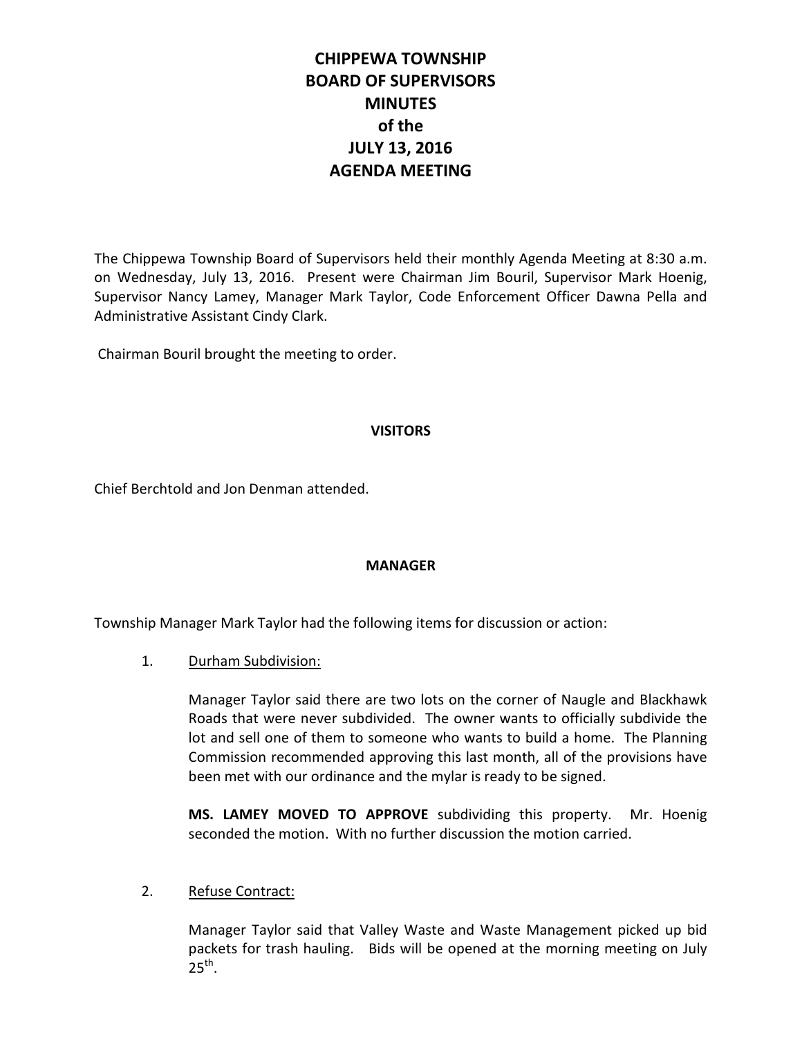# CHIPPEWA TOWNSHIP BOARD OF SUPERVISORS MINUTES of the JULY 13, 2016 AGENDA MEETING

The Chippewa Township Board of Supervisors held their monthly Agenda Meeting at 8:30 a.m. on Wednesday, July 13, 2016. Present were Chairman Jim Bouril, Supervisor Mark Hoenig, Supervisor Nancy Lamey, Manager Mark Taylor, Code Enforcement Officer Dawna Pella and Administrative Assistant Cindy Clark.

Chairman Bouril brought the meeting to order.

## VISITORS

Chief Berchtold and Jon Denman attended.

## MANAGER

Township Manager Mark Taylor had the following items for discussion or action:

1. Durham Subdivision:

   Manager Taylor said there are two lots on the corner of Naugle and Blackhawk Roads that were never subdivided. The owner wants to officially subdivide the lot and sell one of them to someone who wants to build a home. The Planning Commission recommended approving this last month, all of the provisions have been met with our ordinance and the mylar is ready to be signed.

   **MS. LAMEY MOVED TO APPROVE** subdividing this property. Mr. Hoenig seconded the motion. With no further discussion the motion carried.

2. Refuse Contract:

   Manager Taylor said that Valley Waste and Waste Management picked up bid packets for trash hauling. Bids will be opened at the morning meeting on July 25th.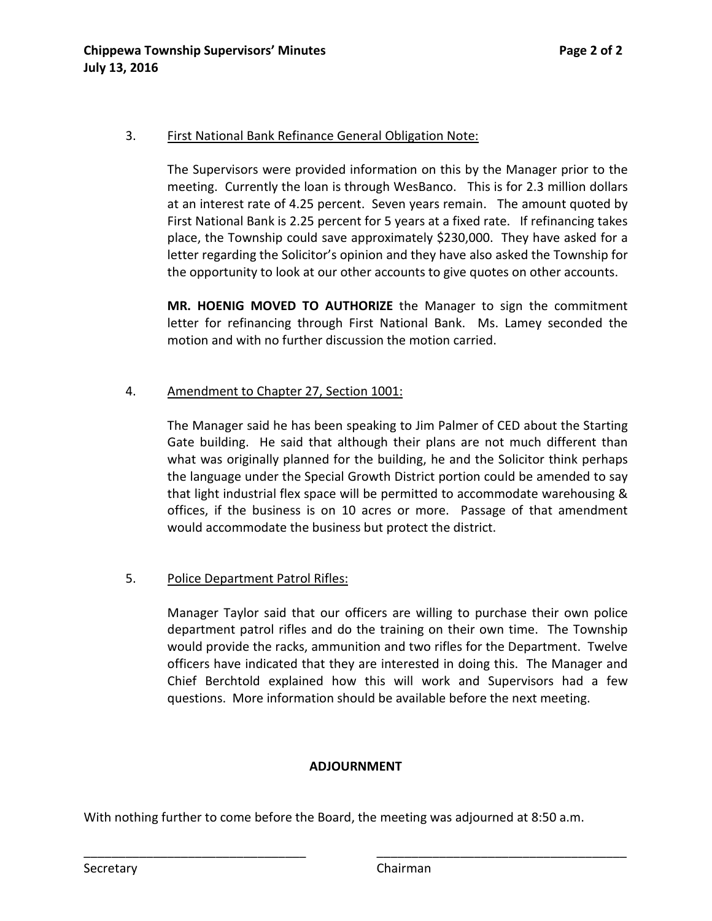3. First National Bank Refinance General Obligation Note:

The Supervisors were provided information on this by the Manager prior to the meeting. Currently the loan is through WesBanco. This is for 2.3 million dollars at an interest rate of 4.25 percent. Seven years remain. The amount quoted by First National Bank is 2.25 percent for 5 years at a fixed rate. If refinancing takes place, the Township could save approximately $230,000. They have asked for a letter regarding the Solicitor's opinion and they have also asked the Township for the opportunity to look at our other accounts to give quotes on other accounts.

**MR. HOENIG MOVED TO AUTHORIZE** the Manager to sign the commitment letter for refinancing through First National Bank. Ms. Lamey seconded the motion and with no further discussion the motion carried.

4. Amendment to Chapter 27, Section 1001:

The Manager said he has been speaking to Jim Palmer of CED about the Starting Gate building. He said that although their plans are not much different than what was originally planned for the building, he and the Solicitor think perhaps the language under the Special Growth District portion could be amended to say that light industrial flex space will be permitted to accommodate warehousing & offices, if the business is on 10 acres or more. Passage of that amendment would accommodate the business but protect the district.

5. Police Department Patrol Rifles:

Manager Taylor said that our officers are willing to purchase their own police department patrol rifles and do the training on their own time. The Township would provide the racks, ammunition and two rifles for the Department. Twelve officers have indicated that they are interested in doing this. The Manager and Chief Berchtold explained how this will work and Supervisors had a few questions. More information should be available before the next meeting.

**ADJOURNMENT**

With nothing further to come before the Board, the meeting was adjourned at 8:50 a.m.

_________________________________ Secretary

_____________________________________ Chairman